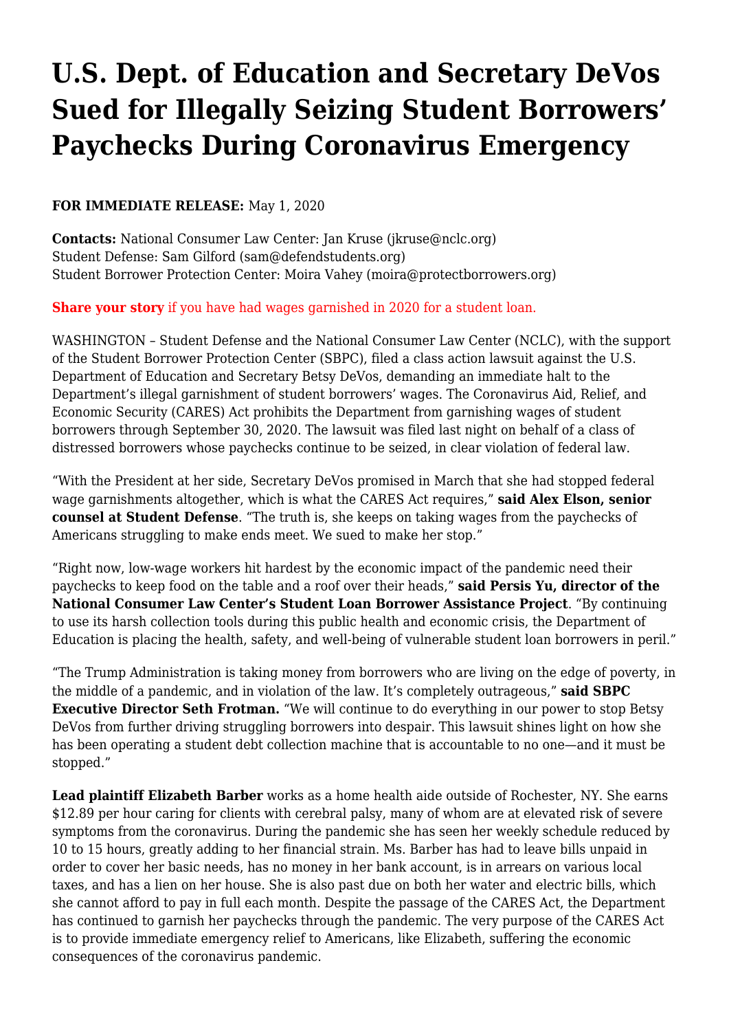# U.S. Dept. of Education and Secretary DeVos Sued for Illegally Seizing Student Borrowers' Paychecks During Coronavirus Emergency

**FOR IMMEDIATE RELEASE:** May 1, 2020

**Contacts:** National Consumer Law Center: Jan Kruse (jkruse@nclc.org)
Student Defense: Sam Gilford (sam@defendstudents.org)
Student Borrower Protection Center: Moira Vahey (moira@protectborrowers.org)

**Share your story** if you have had wages garnished in 2020 for a student loan.

WASHINGTON – Student Defense and the National Consumer Law Center (NCLC), with the support of the Student Borrower Protection Center (SBPC), filed a class action lawsuit against the U.S. Department of Education and Secretary Betsy DeVos, demanding an immediate halt to the Department's illegal garnishment of student borrowers' wages. The Coronavirus Aid, Relief, and Economic Security (CARES) Act prohibits the Department from garnishing wages of student borrowers through September 30, 2020. The lawsuit was filed last night on behalf of a class of distressed borrowers whose paychecks continue to be seized, in clear violation of federal law.

"With the President at her side, Secretary DeVos promised in March that she had stopped federal wage garnishments altogether, which is what the CARES Act requires," **said Alex Elson, senior counsel at Student Defense**. "The truth is, she keeps on taking wages from the paychecks of Americans struggling to make ends meet. We sued to make her stop."

"Right now, low-wage workers hit hardest by the economic impact of the pandemic need their paychecks to keep food on the table and a roof over their heads," **said Persis Yu, director of the National Consumer Law Center's Student Loan Borrower Assistance Project**. "By continuing to use its harsh collection tools during this public health and economic crisis, the Department of Education is placing the health, safety, and well-being of vulnerable student loan borrowers in peril."

"The Trump Administration is taking money from borrowers who are living on the edge of poverty, in the middle of a pandemic, and in violation of the law. It's completely outrageous," **said SBPC Executive Director Seth Frotman.** "We will continue to do everything in our power to stop Betsy DeVos from further driving struggling borrowers into despair. This lawsuit shines light on how she has been operating a student debt collection machine that is accountable to no one—and it must be stopped."

**Lead plaintiff Elizabeth Barber** works as a home health aide outside of Rochester, NY. She earns $12.89 per hour caring for clients with cerebral palsy, many of whom are at elevated risk of severe symptoms from the coronavirus. During the pandemic she has seen her weekly schedule reduced by 10 to 15 hours, greatly adding to her financial strain. Ms. Barber has had to leave bills unpaid in order to cover her basic needs, has no money in her bank account, is in arrears on various local taxes, and has a lien on her house. She is also past due on both her water and electric bills, which she cannot afford to pay in full each month. Despite the passage of the CARES Act, the Department has continued to garnish her paychecks through the pandemic. The very purpose of the CARES Act is to provide immediate emergency relief to Americans, like Elizabeth, suffering the economic consequences of the coronavirus pandemic.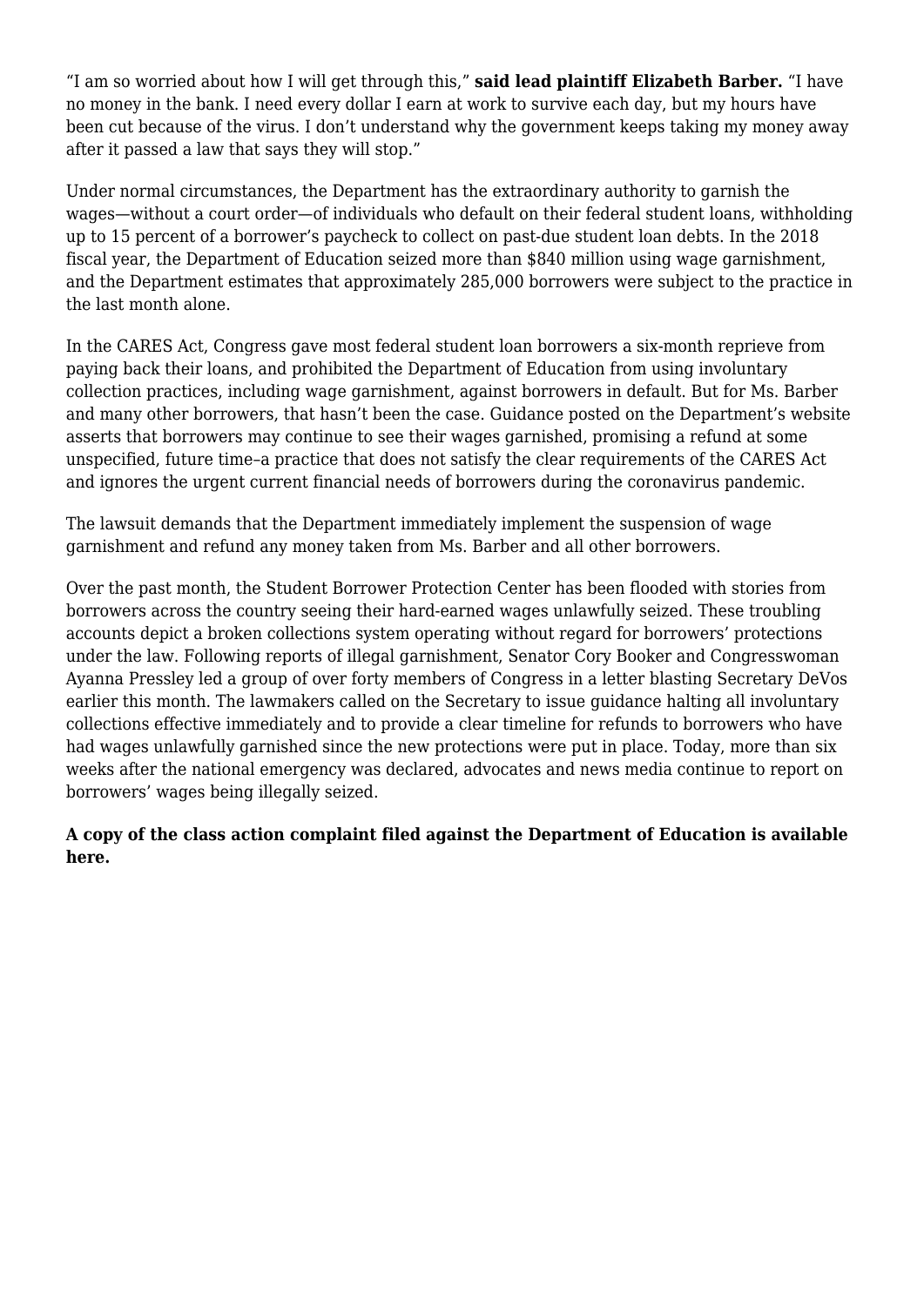“I am so worried about how I will get through this,” **said lead plaintiff Elizabeth Barber.** “I have no money in the bank. I need every dollar I earn at work to survive each day, but my hours have been cut because of the virus. I don’t understand why the government keeps taking my money away after it passed a law that says they will stop.”

Under normal circumstances, the Department has the extraordinary authority to garnish the wages—without a court order—of individuals who default on their federal student loans, withholding up to 15 percent of a borrower’s paycheck to collect on past-due student loan debts. In the 2018 fiscal year, the Department of Education seized more than $840 million using wage garnishment, and the Department estimates that approximately 285,000 borrowers were subject to the practice in the last month alone.

In the CARES Act, Congress gave most federal student loan borrowers a six-month reprieve from paying back their loans, and prohibited the Department of Education from using involuntary collection practices, including wage garnishment, against borrowers in default. But for Ms. Barber and many other borrowers, that hasn’t been the case. Guidance posted on the Department’s website asserts that borrowers may continue to see their wages garnished, promising a refund at some unspecified, future time–a practice that does not satisfy the clear requirements of the CARES Act and ignores the urgent current financial needs of borrowers during the coronavirus pandemic.

The lawsuit demands that the Department immediately implement the suspension of wage garnishment and refund any money taken from Ms. Barber and all other borrowers.

Over the past month, the Student Borrower Protection Center has been flooded with stories from borrowers across the country seeing their hard-earned wages unlawfully seized. These troubling accounts depict a broken collections system operating without regard for borrowers’ protections under the law. Following reports of illegal garnishment, Senator Cory Booker and Congresswoman Ayanna Pressley led a group of over forty members of Congress in a letter blasting Secretary DeVos earlier this month. The lawmakers called on the Secretary to issue guidance halting all involuntary collections effective immediately and to provide a clear timeline for refunds to borrowers who have had wages unlawfully garnished since the new protections were put in place. Today, more than six weeks after the national emergency was declared, advocates and news media continue to report on borrowers’ wages being illegally seized.

**A copy of the class action complaint filed against the Department of Education is available here.**